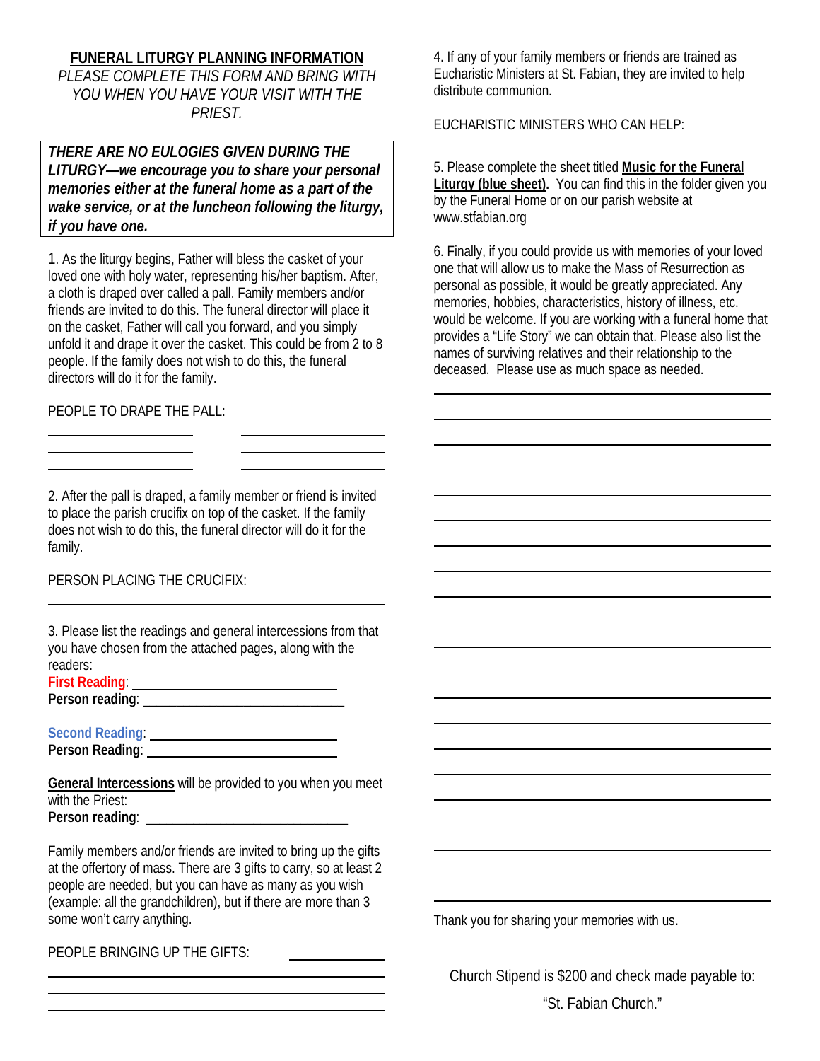## FUNERAL LITURGY PLANNING INFORMATION

*PLEASE COMPLETE THIS FORM AND BRING WITH YOU WHEN YOU HAVE YOUR VISIT WITH THE PRIEST.*

***THERE ARE NO EULOGIES GIVEN DURING THE LITURGY—we encourage you to share your personal memories either at the funeral home as a part of the wake service, or at the luncheon following the liturgy, if you have one.***

1. As the liturgy begins, Father will bless the casket of your loved one with holy water, representing his/her baptism. After, a cloth is draped over called a pall. Family members and/or friends are invited to do this. The funeral director will place it on the casket, Father will call you forward, and you simply unfold it and drape it over the casket. This could be from 2 to 8 people. If the family does not wish to do this, the funeral directors will do it for the family.

PEOPLE TO DRAPE THE PALL:

________________ ________________
________________ ________________
________________ ________________

2. After the pall is draped, a family member or friend is invited to place the parish crucifix on top of the casket. If the family does not wish to do this, the funeral director will do it for the family.

PERSON PLACING THE CRUCIFIX:

________________________________

3. Please list the readings and general intercessions from that you have chosen from the attached pages, along with the readers:

**First Reading**: ________________________
**Person reading**: ________________________

**Second Reading**: ________________________
**Person Reading**: ________________________

**General Intercessions** will be provided to you when you meet with the Priest:
**Person reading**: ________________________

Family members and/or friends are invited to bring up the gifts at the offertory of mass. There are 3 gifts to carry, so at least 2 people are needed, but you can have as many as you wish (example: all the grandchildren), but if there are more than 3 some won't carry anything.

PEOPLE BRINGING UP THE GIFTS: ____________

________________________________
________________________________
________________________________

4. If any of your family members or friends are trained as Eucharistic Ministers at St. Fabian, they are invited to help distribute communion.

EUCHARISTIC MINISTERS WHO CAN HELP:

________________ ________________

5. Please complete the sheet titled **Music for the Funeral Liturgy (blue sheet).** You can find this in the folder given you by the Funeral Home or on our parish website at www.stfabian.org

6. Finally, if you could provide us with memories of your loved one that will allow us to make the Mass of Resurrection as personal as possible, it would be greatly appreciated. Any memories, hobbies, characteristics, history of illness, etc. would be welcome. If you are working with a funeral home that provides a "Life Story" we can obtain that. Please also list the names of surviving relatives and their relationship to the deceased. Please use as much space as needed.

________________________________
________________________________
________________________________
________________________________
________________________________
________________________________
________________________________
________________________________
________________________________
________________________________
________________________________
________________________________
________________________________
________________________________
________________________________
________________________________
________________________________
________________________________
________________________________
________________________________
________________________________

Thank you for sharing your memories with us.

Church Stipend is $200 and check made payable to:

"St. Fabian Church."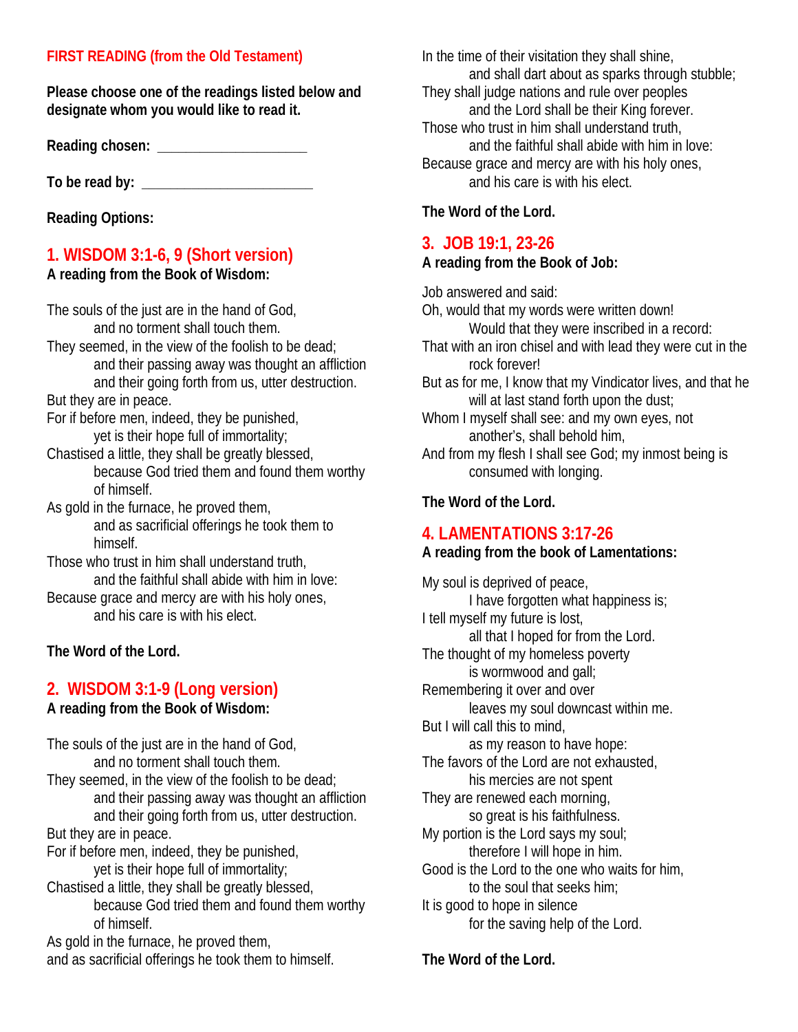**FIRST READING (from the Old Testament)**

**Please choose one of the readings listed below and designate whom you would like to read it.**

**Reading chosen:** ____________________

**To be read by:** _______________________

**Reading Options:**

## 1. WISDOM 3:1-6, 9 (Short version)

**A reading from the Book of Wisdom:**

The souls of the just are in the hand of God,
 and no torment shall touch them.
They seemed, in the view of the foolish to be dead;
 and their passing away was thought an affliction
 and their going forth from us, utter destruction.
But they are in peace.
For if before men, indeed, they be punished,
 yet is their hope full of immortality;
Chastised a little, they shall be greatly blessed,
 because God tried them and found them worthy of himself.
As gold in the furnace, he proved them,
 and as sacrificial offerings he took them to himself.
Those who trust in him shall understand truth,
 and the faithful shall abide with him in love:
Because grace and mercy are with his holy ones,
 and his care is with his elect.

**The Word of the Lord.**

## 2. WISDOM 3:1-9 (Long version)

**A reading from the Book of Wisdom:**

The souls of the just are in the hand of God,
 and no torment shall touch them.
They seemed, in the view of the foolish to be dead;
 and their passing away was thought an affliction
 and their going forth from us, utter destruction.
But they are in peace.
For if before men, indeed, they be punished,
 yet is their hope full of immortality;
Chastised a little, they shall be greatly blessed,
 because God tried them and found them worthy of himself.
As gold in the furnace, he proved them,
and as sacrificial offerings he took them to himself.
In the time of their visitation they shall shine,
 and shall dart about as sparks through stubble;
They shall judge nations and rule over peoples
 and the Lord shall be their King forever.
Those who trust in him shall understand truth,
 and the faithful shall abide with him in love:
Because grace and mercy are with his holy ones,
 and his care is with his elect.

**The Word of the Lord.**

## 3. JOB 19:1, 23-26

**A reading from the Book of Job:**

Job answered and said:
Oh, would that my words were written down!
 Would that they were inscribed in a record:
That with an iron chisel and with lead they were cut in the rock forever!
But as for me, I know that my Vindicator lives, and that he will at last stand forth upon the dust;
Whom I myself shall see: and my own eyes, not another's, shall behold him,
And from my flesh I shall see God; my inmost being is consumed with longing.

**The Word of the Lord.**

## 4. LAMENTATIONS 3:17-26

**A reading from the book of Lamentations:**

My soul is deprived of peace,
 I have forgotten what happiness is;
I tell myself my future is lost,
 all that I hoped for from the Lord.
The thought of my homeless poverty
 is wormwood and gall;
Remembering it over and over
 leaves my soul downcast within me.
But I will call this to mind,
 as my reason to have hope:
The favors of the Lord are not exhausted,
 his mercies are not spent
They are renewed each morning,
 so great is his faithfulness.
My portion is the Lord says my soul;
 therefore I will hope in him.
Good is the Lord to the one who waits for him,
 to the soul that seeks him;
It is good to hope in silence
 for the saving help of the Lord.

**The Word of the Lord.**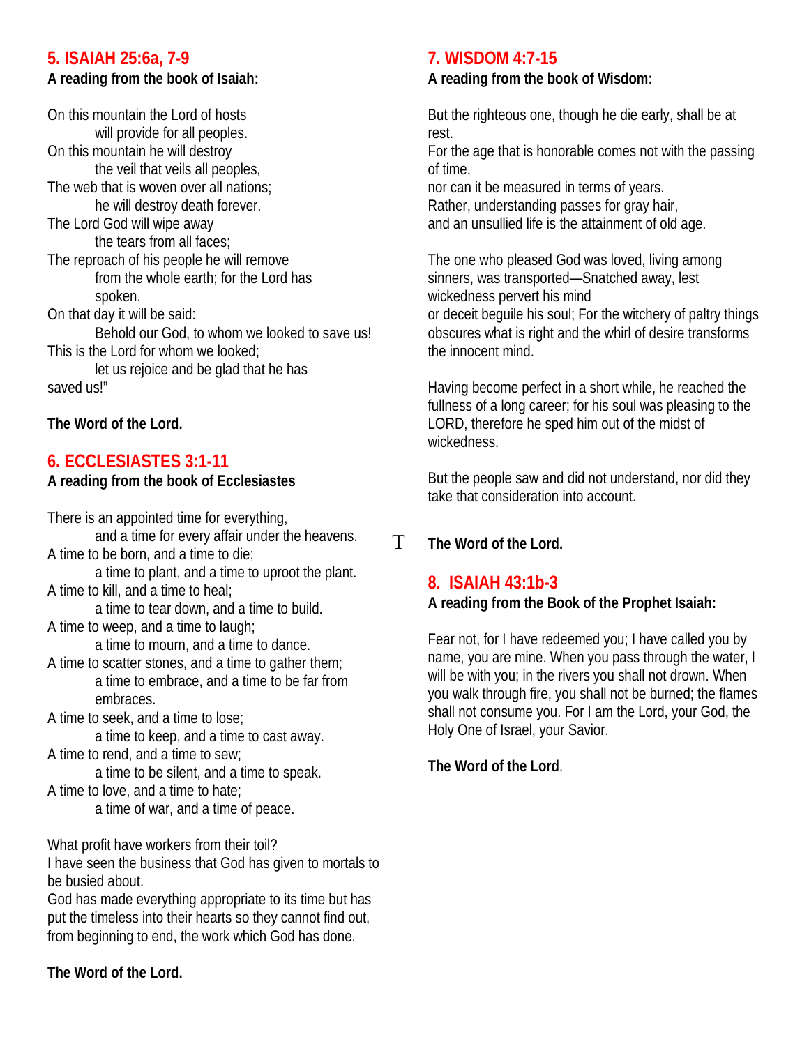## 5. ISAIAH 25:6a, 7-9

**A reading from the book of Isaiah:**

On this mountain the Lord of hosts
will provide for all peoples.
On this mountain he will destroy
the veil that veils all peoples,
The web that is woven over all nations;
he will destroy death forever.
The Lord God will wipe away
the tears from all faces;
The reproach of his people he will remove
from the whole earth; for the Lord has
spoken.
On that day it will be said:
Behold our God, to whom we looked to save us!
This is the Lord for whom we looked;
let us rejoice and be glad that he has
saved us!"

**The Word of the Lord.**

## 6. ECCLESIASTES 3:1-11

**A reading from the book of Ecclesiastes**

There is an appointed time for everything,
and a time for every affair under the heavens.
A time to be born, and a time to die;
a time to plant, and a time to uproot the plant.
A time to kill, and a time to heal;
a time to tear down, and a time to build.
A time to weep, and a time to laugh;
a time to mourn, and a time to dance.
A time to scatter stones, and a time to gather them;
a time to embrace, and a time to be far from
embraces.
A time to seek, and a time to lose;
a time to keep, and a time to cast away.
A time to rend, and a time to sew;
a time to be silent, and a time to speak.
A time to love, and a time to hate;
a time of war, and a time of peace.

What profit have workers from their toil?
I have seen the business that God has given to mortals to be busied about.
God has made everything appropriate to its time but has put the timeless into their hearts so they cannot find out, from beginning to end, the work which God has done.

**The Word of the Lord.**

## 7. WISDOM 4:7-15

**A reading from the book of Wisdom:**

But the righteous one, though he die early, shall be at rest.
For the age that is honorable comes not with the passing of time,
nor can it be measured in terms of years.
Rather, understanding passes for gray hair,
and an unsullied life is the attainment of old age.

The one who pleased God was loved, living among sinners, was transported—Snatched away, lest wickedness pervert his mind
or deceit beguile his soul; For the witchery of paltry things obscures what is right and the whirl of desire transforms the innocent mind.

Having become perfect in a short while, he reached the fullness of a long career; for his soul was pleasing to the LORD, therefore he sped him out of the midst of wickedness.

But the people saw and did not understand, nor did they take that consideration into account.

T **The Word of the Lord.**

## 8. ISAIAH 43:1b-3

**A reading from the Book of the Prophet Isaiah:**

Fear not, for I have redeemed you; I have called you by name, you are mine. When you pass through the water, I will be with you; in the rivers you shall not drown. When you walk through fire, you shall not be burned; the flames shall not consume you. For I am the Lord, your God, the Holy One of Israel, your Savior.

**The Word of the Lord**.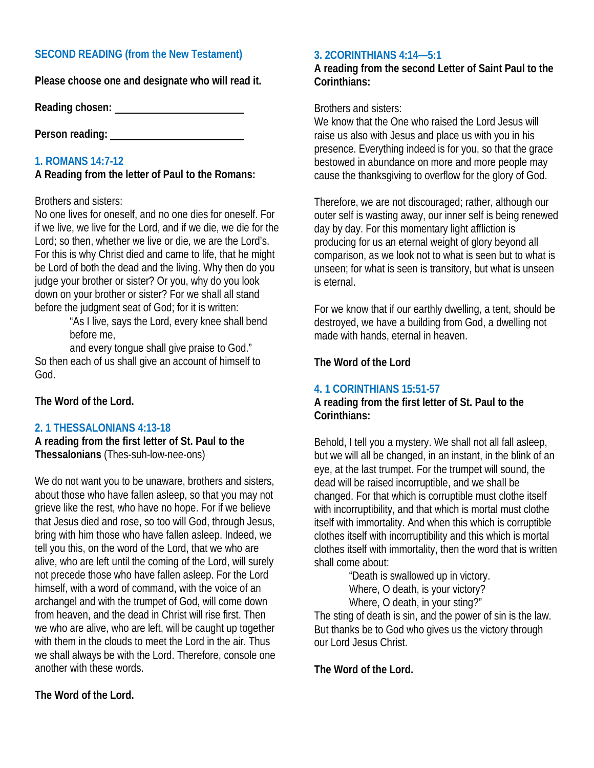## SECOND READING (from the New Testament)

**Please choose one and designate who will read it.**

**Reading chosen:** \_\_\_\_\_\_\_\_\_\_\_\_\_\_\_\_\_\_\_\_\_\_\_\_

**Person reading:** \_\_\_\_\_\_\_\_\_\_\_\_\_\_\_\_\_\_\_\_\_\_\_\_

### 1. ROMANS 14:7-12

**A Reading from the letter of Paul to the Romans:**

Brothers and sisters:
No one lives for oneself, and no one dies for oneself. For if we live, we live for the Lord, and if we die, we die for the Lord; so then, whether we live or die, we are the Lord's. For this is why Christ died and came to life, that he might be Lord of both the dead and the living. Why then do you judge your brother or sister? Or you, why do you look down on your brother or sister? For we shall all stand before the judgment seat of God; for it is written:

> "As I live, says the Lord, every knee shall bend before me,
> and every tongue shall give praise to God."

So then each of us shall give an account of himself to God.

**The Word of the Lord.**

### 2. 1 THESSALONIANS 4:13-18

**A reading from the first letter of St. Paul to the Thessalonians** (Thes-suh-low-nee-ons)

We do not want you to be unaware, brothers and sisters, about those who have fallen asleep, so that you may not grieve like the rest, who have no hope. For if we believe that Jesus died and rose, so too will God, through Jesus, bring with him those who have fallen asleep. Indeed, we tell you this, on the word of the Lord, that we who are alive, who are left until the coming of the Lord, will surely not precede those who have fallen asleep. For the Lord himself, with a word of command, with the voice of an archangel and with the trumpet of God, will come down from heaven, and the dead in Christ will rise first. Then we who are alive, who are left, will be caught up together with them in the clouds to meet the Lord in the air. Thus we shall always be with the Lord. Therefore, console one another with these words.

**The Word of the Lord.**

### 3. 2CORINTHIANS 4:14—5:1

**A reading from the second Letter of Saint Paul to the Corinthians:**

Brothers and sisters:
We know that the One who raised the Lord Jesus will raise us also with Jesus and place us with you in his presence. Everything indeed is for you, so that the grace bestowed in abundance on more and more people may cause the thanksgiving to overflow for the glory of God.

Therefore, we are not discouraged; rather, although our outer self is wasting away, our inner self is being renewed day by day. For this momentary light affliction is producing for us an eternal weight of glory beyond all comparison, as we look not to what is seen but to what is unseen; for what is seen is transitory, but what is unseen is eternal.

For we know that if our earthly dwelling, a tent, should be destroyed, we have a building from God, a dwelling not made with hands, eternal in heaven.

**The Word of the Lord**

### 4. 1 CORINTHIANS 15:51-57

**A reading from the first letter of St. Paul to the Corinthians:**

Behold, I tell you a mystery. We shall not all fall asleep, but we will all be changed, in an instant, in the blink of an eye, at the last trumpet. For the trumpet will sound, the dead will be raised incorruptible, and we shall be changed. For that which is corruptible must clothe itself with incorruptibility, and that which is mortal must clothe itself with immortality. And when this which is corruptible clothes itself with incorruptibility and this which is mortal clothes itself with immortality, then the word that is written shall come about:

> "Death is swallowed up in victory.
> Where, O death, is your victory?
> Where, O death, in your sting?"

The sting of death is sin, and the power of sin is the law. But thanks be to God who gives us the victory through our Lord Jesus Christ.

**The Word of the Lord.**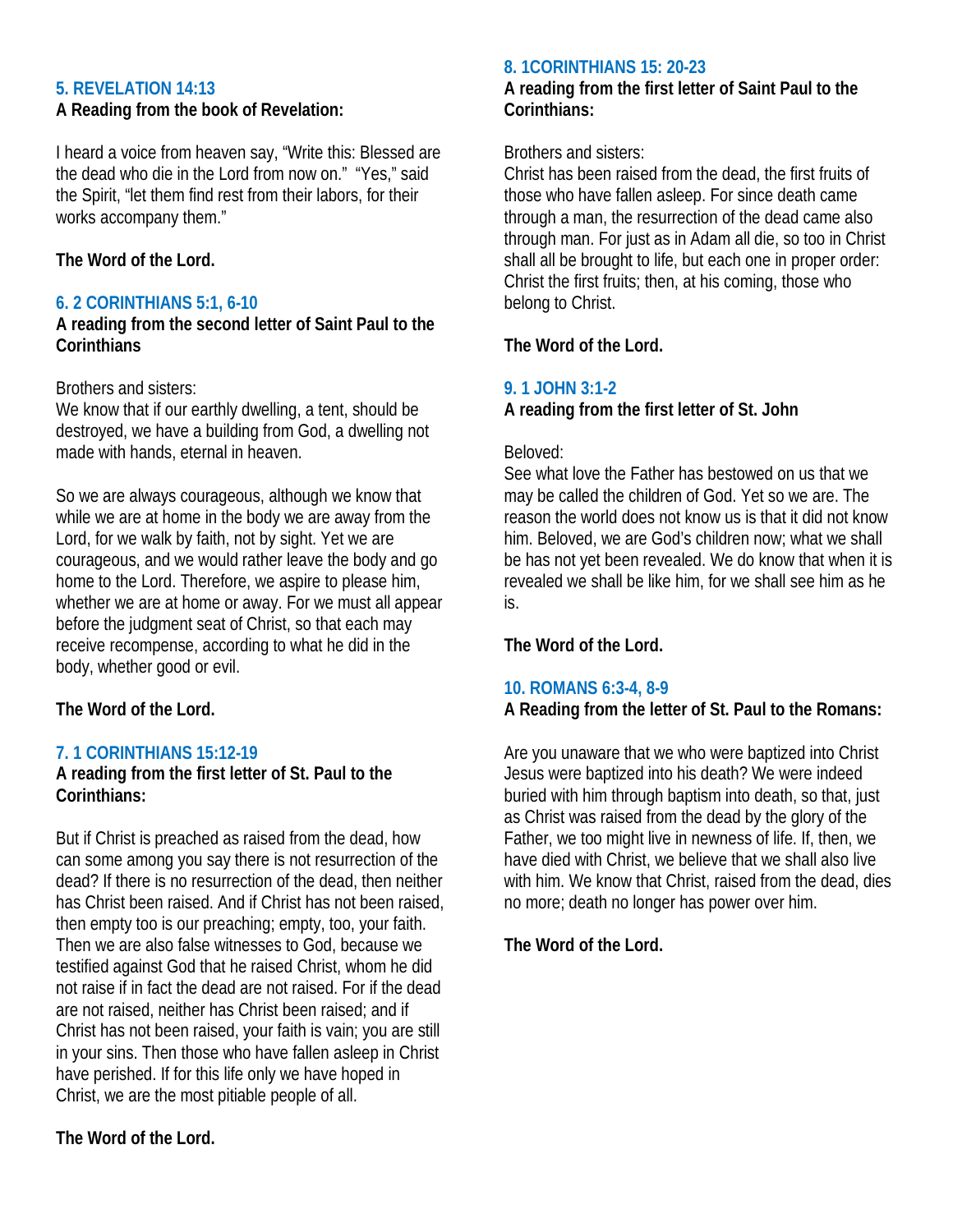### 5. REVELATION 14:13

**A Reading from the book of Revelation:**

I heard a voice from heaven say, "Write this: Blessed are the dead who die in the Lord from now on." "Yes," said the Spirit, "let them find rest from their labors, for their works accompany them."

**The Word of the Lord.**

### 6. 2 CORINTHIANS 5:1, 6-10

**A reading from the second letter of Saint Paul to the Corinthians**

Brothers and sisters:
We know that if our earthly dwelling, a tent, should be destroyed, we have a building from God, a dwelling not made with hands, eternal in heaven.

So we are always courageous, although we know that while we are at home in the body we are away from the Lord, for we walk by faith, not by sight. Yet we are courageous, and we would rather leave the body and go home to the Lord. Therefore, we aspire to please him, whether we are at home or away. For we must all appear before the judgment seat of Christ, so that each may receive recompense, according to what he did in the body, whether good or evil.

**The Word of the Lord.**

### 7. 1 CORINTHIANS 15:12-19

**A reading from the first letter of St. Paul to the Corinthians:**

But if Christ is preached as raised from the dead, how can some among you say there is not resurrection of the dead? If there is no resurrection of the dead, then neither has Christ been raised. And if Christ has not been raised, then empty too is our preaching; empty, too, your faith. Then we are also false witnesses to God, because we testified against God that he raised Christ, whom he did not raise if in fact the dead are not raised. For if the dead are not raised, neither has Christ been raised; and if Christ has not been raised, your faith is vain; you are still in your sins. Then those who have fallen asleep in Christ have perished. If for this life only we have hoped in Christ, we are the most pitiable people of all.

**The Word of the Lord.**

### 8. 1CORINTHIANS 15: 20-23

**A reading from the first letter of Saint Paul to the Corinthians:**

Brothers and sisters:
Christ has been raised from the dead, the first fruits of those who have fallen asleep. For since death came through a man, the resurrection of the dead came also through man. For just as in Adam all die, so too in Christ shall all be brought to life, but each one in proper order: Christ the first fruits; then, at his coming, those who belong to Christ.

**The Word of the Lord.**

### 9. 1 JOHN 3:1-2

**A reading from the first letter of St. John**

Beloved:
See what love the Father has bestowed on us that we may be called the children of God. Yet so we are. The reason the world does not know us is that it did not know him. Beloved, we are God's children now; what we shall be has not yet been revealed. We do know that when it is revealed we shall be like him, for we shall see him as he is.

**The Word of the Lord.**

### 10. ROMANS 6:3-4, 8-9

**A Reading from the letter of St. Paul to the Romans:**

Are you unaware that we who were baptized into Christ Jesus were baptized into his death? We were indeed buried with him through baptism into death, so that, just as Christ was raised from the dead by the glory of the Father, we too might live in newness of life. If, then, we have died with Christ, we believe that we shall also live with him. We know that Christ, raised from the dead, dies no more; death no longer has power over him.

**The Word of the Lord.**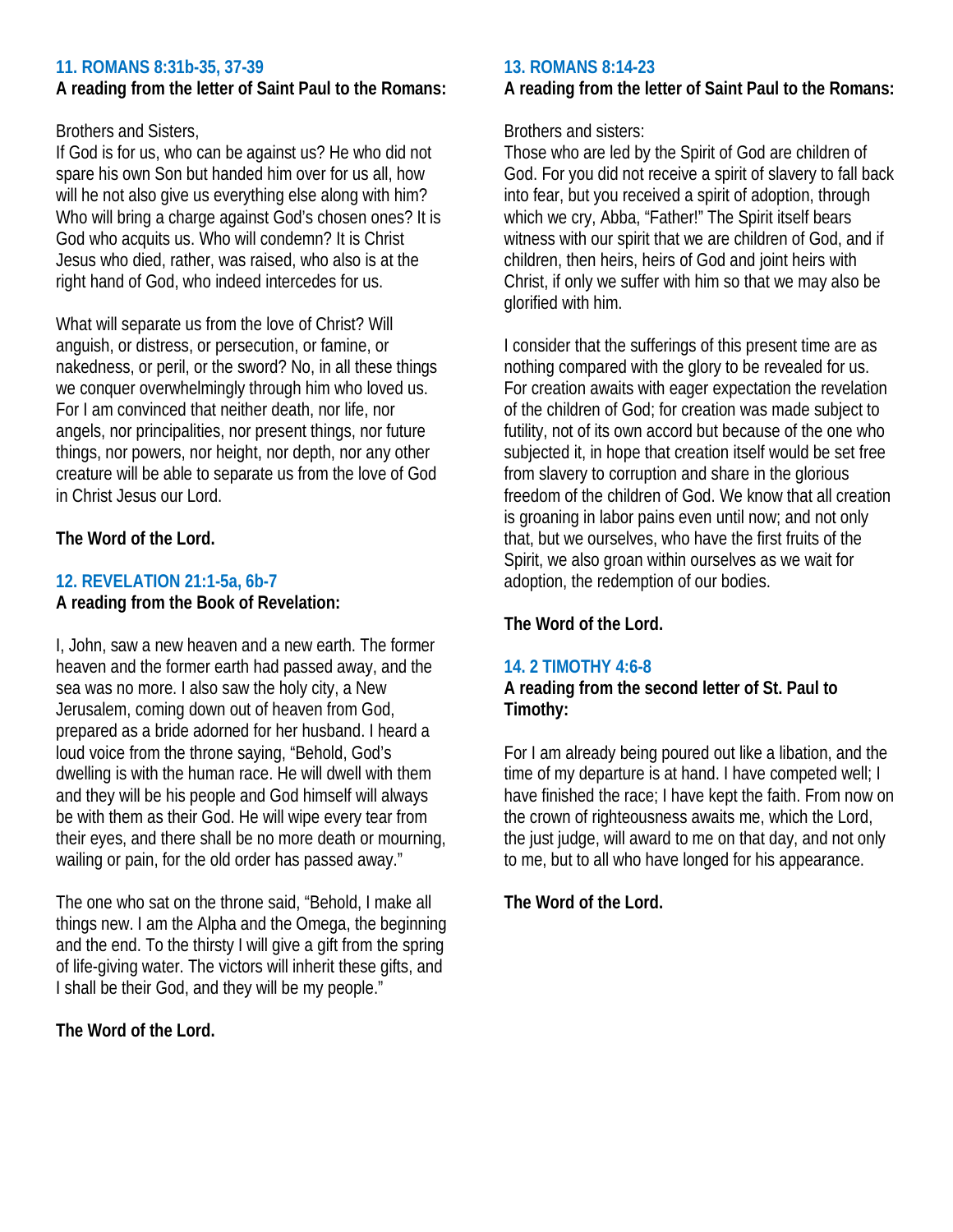### 11. ROMANS 8:31b-35, 37-39

**A reading from the letter of Saint Paul to the Romans:**

Brothers and Sisters,
If God is for us, who can be against us? He who did not spare his own Son but handed him over for us all, how will he not also give us everything else along with him? Who will bring a charge against God's chosen ones? It is God who acquits us. Who will condemn? It is Christ Jesus who died, rather, was raised, who also is at the right hand of God, who indeed intercedes for us.

What will separate us from the love of Christ? Will anguish, or distress, or persecution, or famine, or nakedness, or peril, or the sword? No, in all these things we conquer overwhelmingly through him who loved us. For I am convinced that neither death, nor life, nor angels, nor principalities, nor present things, nor future things, nor powers, nor height, nor depth, nor any other creature will be able to separate us from the love of God in Christ Jesus our Lord.

**The Word of the Lord.**

### 12. REVELATION 21:1-5a, 6b-7

**A reading from the Book of Revelation:**

I, John, saw a new heaven and a new earth. The former heaven and the former earth had passed away, and the sea was no more. I also saw the holy city, a New Jerusalem, coming down out of heaven from God, prepared as a bride adorned for her husband. I heard a loud voice from the throne saying, "Behold, God's dwelling is with the human race. He will dwell with them and they will be his people and God himself will always be with them as their God. He will wipe every tear from their eyes, and there shall be no more death or mourning, wailing or pain, for the old order has passed away."

The one who sat on the throne said, "Behold, I make all things new. I am the Alpha and the Omega, the beginning and the end. To the thirsty I will give a gift from the spring of life-giving water. The victors will inherit these gifts, and I shall be their God, and they will be my people."

**The Word of the Lord.**

### 13. ROMANS 8:14-23

**A reading from the letter of Saint Paul to the Romans:**

Brothers and sisters:
Those who are led by the Spirit of God are children of God. For you did not receive a spirit of slavery to fall back into fear, but you received a spirit of adoption, through which we cry, Abba, "Father!" The Spirit itself bears witness with our spirit that we are children of God, and if children, then heirs, heirs of God and joint heirs with Christ, if only we suffer with him so that we may also be glorified with him.

I consider that the sufferings of this present time are as nothing compared with the glory to be revealed for us. For creation awaits with eager expectation the revelation of the children of God; for creation was made subject to futility, not of its own accord but because of the one who subjected it, in hope that creation itself would be set free from slavery to corruption and share in the glorious freedom of the children of God. We know that all creation is groaning in labor pains even until now; and not only that, but we ourselves, who have the first fruits of the Spirit, we also groan within ourselves as we wait for adoption, the redemption of our bodies.

**The Word of the Lord.**

### 14. 2 TIMOTHY 4:6-8

**A reading from the second letter of St. Paul to Timothy:**

For I am already being poured out like a libation, and the time of my departure is at hand. I have competed well; I have finished the race; I have kept the faith. From now on the crown of righteousness awaits me, which the Lord, the just judge, will award to me on that day, and not only to me, but to all who have longed for his appearance.

**The Word of the Lord.**